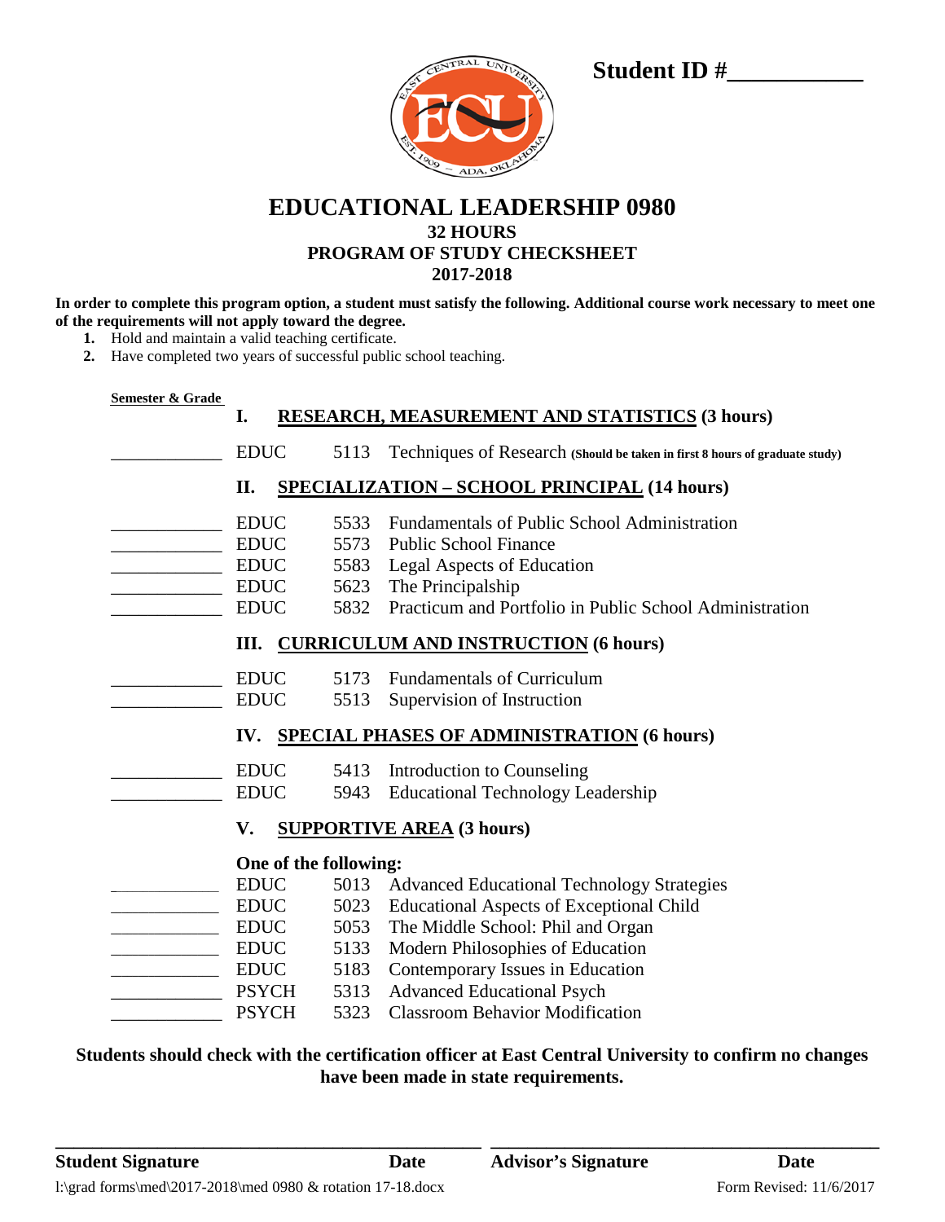Student ID #___________

# EDUCATIONAL LEADERSHIP 0980

**32 HOURS**
**PROGRAM OF STUDY CHECKSHEET**
**2017-2018**

**In order to complete this program option, a student must satisfy the following. Additional course work necessary to meet one of the requirements will not apply toward the degree.**

1. Hold and maintain a valid teaching certificate.
2. Have completed two years of successful public school teaching.

**Semester & Grade**

## I. RESEARCH, MEASUREMENT AND STATISTICS (3 hours)

| Semester & Grade | Dept | No. | Course |
|---|---|---|---|
| ____________ | EDUC | 5113 | Techniques of Research **(Should be taken in first 8 hours of graduate study)** |

## II. SPECIALIZATION – SCHOOL PRINCIPAL (14 hours)

| Semester & Grade | Dept | No. | Course |
|---|---|---|---|
| ____________ | EDUC | 5533 | Fundamentals of Public School Administration |
| ____________ | EDUC | 5573 | Public School Finance |
| ____________ | EDUC | 5583 | Legal Aspects of Education |
| ____________ | EDUC | 5623 | The Principalship |
| ____________ | EDUC | 5832 | Practicum and Portfolio in Public School Administration |

## III. CURRICULUM AND INSTRUCTION (6 hours)

| Semester & Grade | Dept | No. | Course |
|---|---|---|---|
| ____________ | EDUC | 5173 | Fundamentals of Curriculum |
| ____________ | EDUC | 5513 | Supervision of Instruction |

## IV. SPECIAL PHASES OF ADMINISTRATION (6 hours)

| Semester & Grade | Dept | No. | Course |
|---|---|---|---|
| ____________ | EDUC | 5413 | Introduction to Counseling |
| ____________ | EDUC | 5943 | Educational Technology Leadership |

## V. SUPPORTIVE AREA (3 hours)

**One of the following:**

| Semester & Grade | Dept | No. | Course |
|---|---|---|---|
| ____________ | EDUC | 5013 | Advanced Educational Technology Strategies |
| ____________ | EDUC | 5023 | Educational Aspects of Exceptional Child |
| ____________ | EDUC | 5053 | The Middle School: Phil and Organ |
| ____________ | EDUC | 5133 | Modern Philosophies of Education |
| ____________ | EDUC | 5183 | Contemporary Issues in Education |
| ____________ | PSYCH | 5313 | Advanced Educational Psych |
| ____________ | PSYCH | 5323 | Classroom Behavior Modification |

**Students should check with the certification officer at East Central University to confirm no changes have been made in state requirements.**

________________________________________ ________________________________________

**Student Signature** **Date** **Advisor's Signature** **Date**

l:\grad forms\med\2017-2018\med 0980 & rotation 17-18.docx Form Revised: 11/6/2017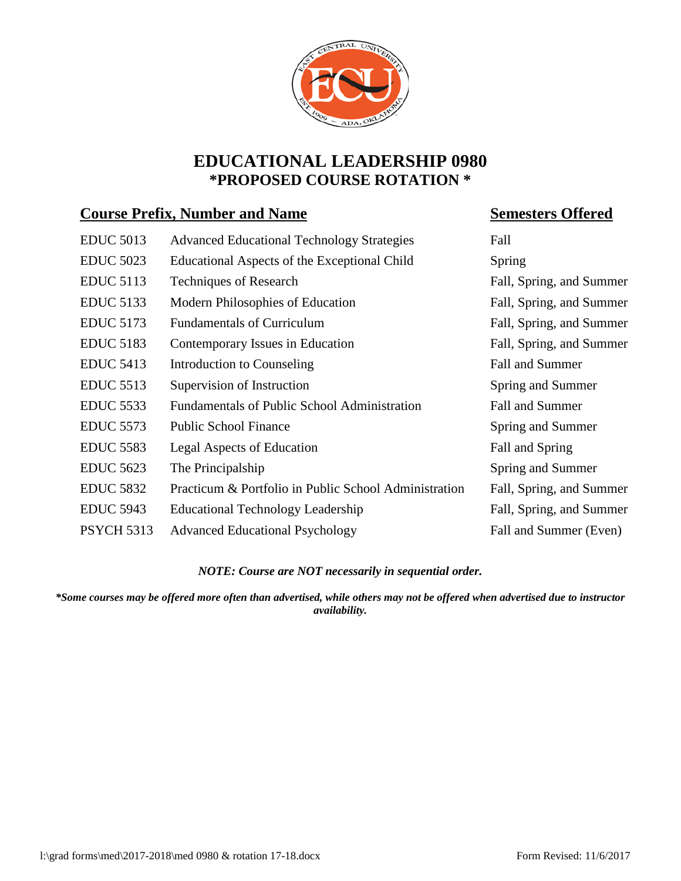# EDUCATIONAL LEADERSHIP 0980
## *PROPOSED COURSE ROTATION *

| Course Prefix, Number and Name | | Semesters Offered |
|---|---|---|
| EDUC 5013 | Advanced Educational Technology Strategies | Fall |
| EDUC 5023 | Educational Aspects of the Exceptional Child | Spring |
| EDUC 5113 | Techniques of Research | Fall, Spring, and Summer |
| EDUC 5133 | Modern Philosophies of Education | Fall, Spring, and Summer |
| EDUC 5173 | Fundamentals of Curriculum | Fall, Spring, and Summer |
| EDUC 5183 | Contemporary Issues in Education | Fall, Spring, and Summer |
| EDUC 5413 | Introduction to Counseling | Fall and Summer |
| EDUC 5513 | Supervision of Instruction | Spring and Summer |
| EDUC 5533 | Fundamentals of Public School Administration | Fall and Summer |
| EDUC 5573 | Public School Finance | Spring and Summer |
| EDUC 5583 | Legal Aspects of Education | Fall and Spring |
| EDUC 5623 | The Principalship | Spring and Summer |
| EDUC 5832 | Practicum & Portfolio in Public School Administration | Fall, Spring, and Summer |
| EDUC 5943 | Educational Technology Leadership | Fall, Spring, and Summer |
| PSYCH 5313 | Advanced Educational Psychology | Fall and Summer (Even) |

***NOTE: Course are NOT necessarily in sequential order.***

***Some courses may be offered more often than advertised, while others may not be offered when advertised due to instructor availability.***

l:\grad forms\med\2017-2018\med 0980 & rotation 17-18.docx

Form Revised: 11/6/2017